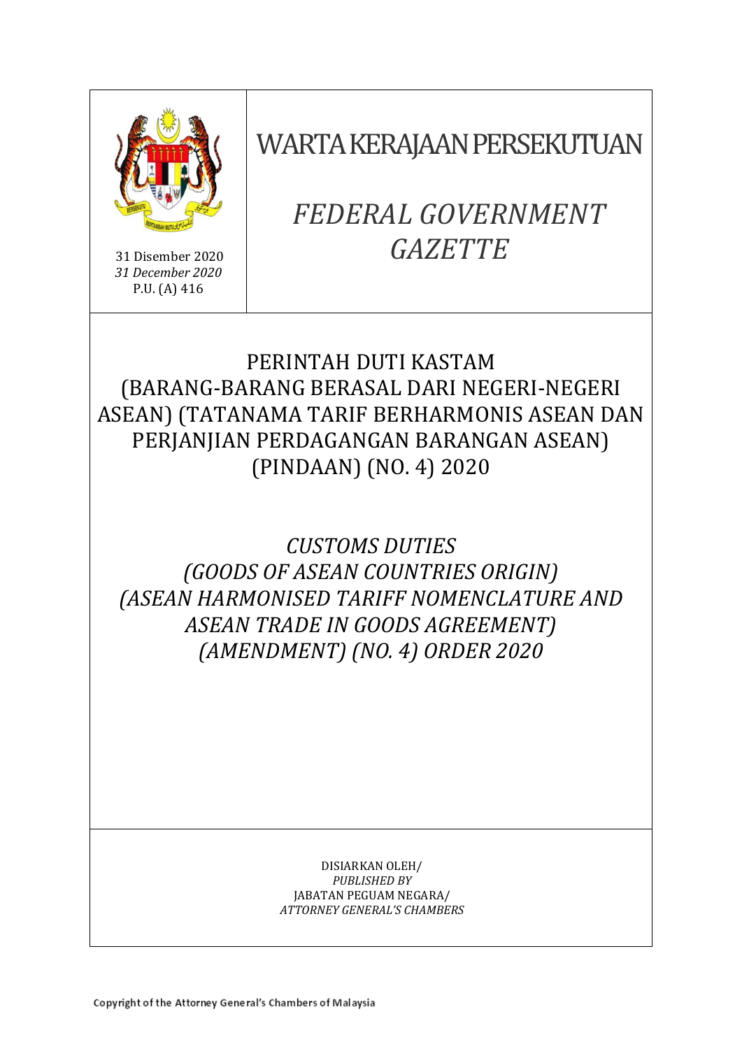# WARTA KERAJAAN PERSEKUTUAN

# *FEDERAL GOVERNMENT GAZETTE*

31 Disember 2020
*31 December 2020*
P.U. (A) 416

## PERINTAH DUTI KASTAM (BARANG-BARANG BERASAL DARI NEGERI-NEGERI ASEAN) (TATANAMA TARIF BERHARMONIS ASEAN DAN PERJANJIAN PERDAGANGAN BARANGAN ASEAN) (PINDAAN) (NO. 4) 2020

## *CUSTOMS DUTIES (GOODS OF ASEAN COUNTRIES ORIGIN) (ASEAN HARMONISED TARIFF NOMENCLATURE AND ASEAN TRADE IN GOODS AGREEMENT) (AMENDMENT) (NO. 4) ORDER 2020*

DISIARKAN OLEH/
*PUBLISHED BY*
JABATAN PEGUAM NEGARA/
*ATTORNEY GENERAL'S CHAMBERS*

Copyright of the Attorney General's Chambers of Malaysia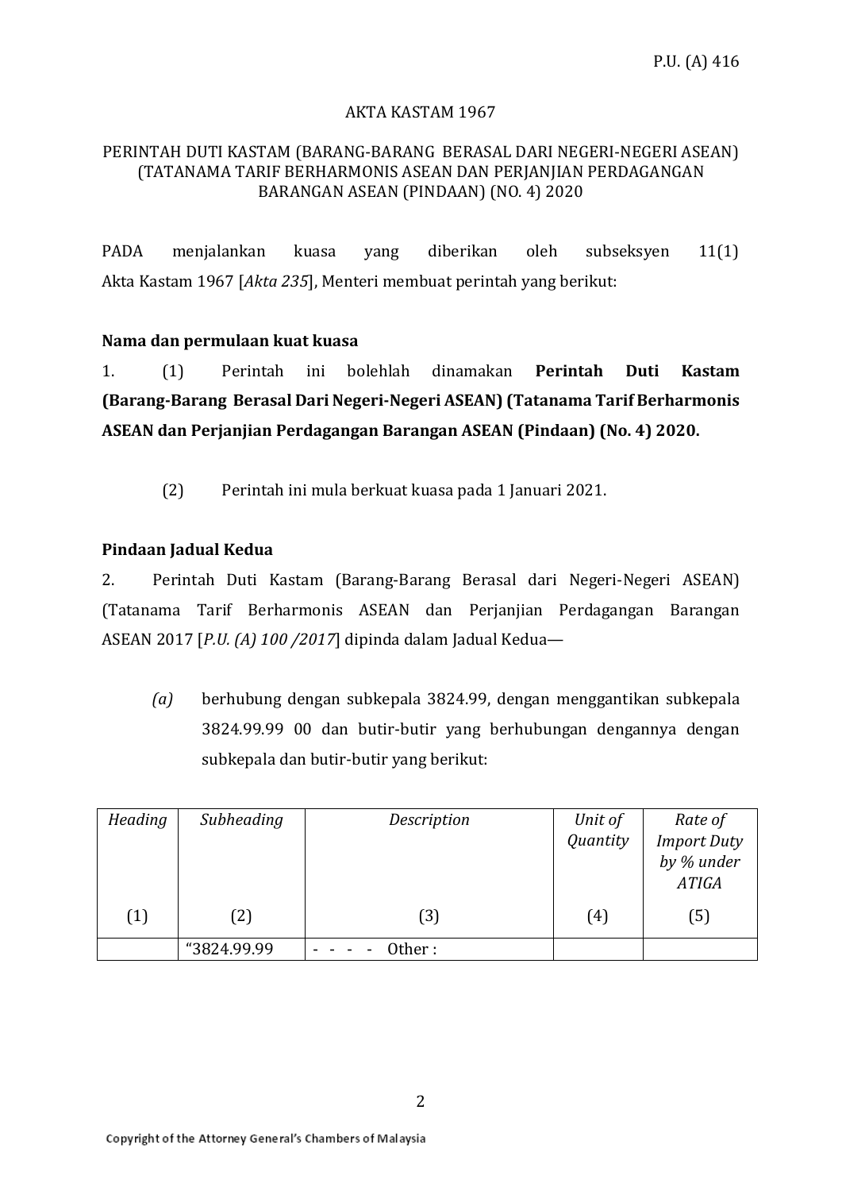P.U. (A) 416

AKTA KASTAM 1967

PERINTAH DUTI KASTAM (BARANG-BARANG BERASAL DARI NEGERI-NEGERI ASEAN) (TATANAMA TARIF BERHARMONIS ASEAN DAN PERJANJIAN PERDAGANGAN BARANGAN ASEAN (PINDAAN) (NO. 4) 2020

PADA menjalankan kuasa yang diberikan oleh subseksyen 11(1) Akta Kastam 1967 [*Akta 235*], Menteri membuat perintah yang berikut:

**Nama dan permulaan kuat kuasa**

1. (1) Perintah ini bolehlah dinamakan **Perintah Duti Kastam (Barang-Barang Berasal Dari Negeri-Negeri ASEAN) (Tatanama Tarif Berharmonis ASEAN dan Perjanjian Perdagangan Barangan ASEAN (Pindaan) (No. 4) 2020.**

(2) Perintah ini mula berkuat kuasa pada 1 Januari 2021.

**Pindaan Jadual Kedua**

2. Perintah Duti Kastam (Barang-Barang Berasal dari Negeri-Negeri ASEAN) (Tatanama Tarif Berharmonis ASEAN dan Perjanjian Perdagangan Barangan ASEAN 2017 [*P.U. (A) 100 /2017*] dipinda dalam Jadual Kedua—

*(a)* berhubung dengan subkepala 3824.99, dengan menggantikan subkepala 3824.99.99 00 dan butir-butir yang berhubungan dengannya dengan subkepala dan butir-butir yang berikut:

| *Heading* | *Subheading* | *Description* | *Unit of Quantity* | *Rate of Import Duty by % under ATIGA* |
|---|---|---|---|---|
| (1) | (2) | (3) | (4) | (5) |
| | "3824.99.99 | - - - - Other : | | |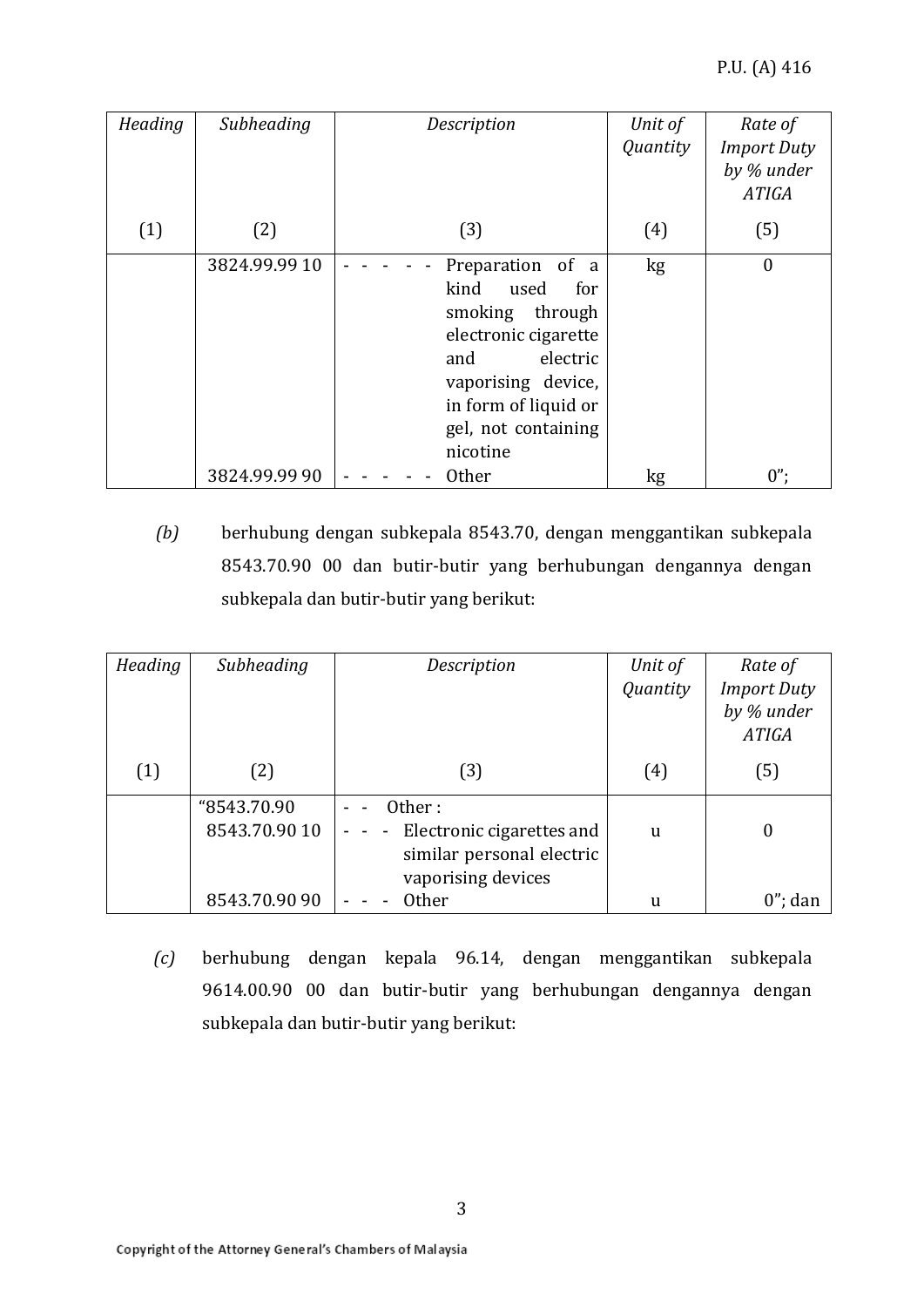| Heading | Subheading | Description | Unit of Quantity | Rate of Import Duty by % under ATIGA |
|---|---|---|---|---|
| (1) | (2) | (3) | (4) | (5) |
| | 3824.99.99 10 | - - - - - - Preparation of a kind used for smoking through electronic cigarette and electric vaporising device, in form of liquid or gel, not containing nicotine | kg | 0 |
| | 3824.99.99 90 | - - - - - - Other | kg | 0”; |

*(b)* berhubung dengan subkepala 8543.70, dengan menggantikan subkepala 8543.70.90 00 dan butir-butir yang berhubungan dengannya dengan subkepala dan butir-butir yang berikut:

| Heading | Subheading | Description | Unit of Quantity | Rate of Import Duty by % under ATIGA |
|---|---|---|---|---|
| (1) | (2) | (3) | (4) | (5) |
| | “8543.70.90 | - - Other : | | |
| | 8543.70.90 10 | - - - Electronic cigarettes and similar personal electric vaporising devices | u | 0 |
| | 8543.70.90 90 | - - - Other | u | 0”; dan |

*(c)* berhubung dengan kepala 96.14, dengan menggantikan subkepala 9614.00.90 00 dan butir-butir yang berhubungan dengannya dengan subkepala dan butir-butir yang berikut: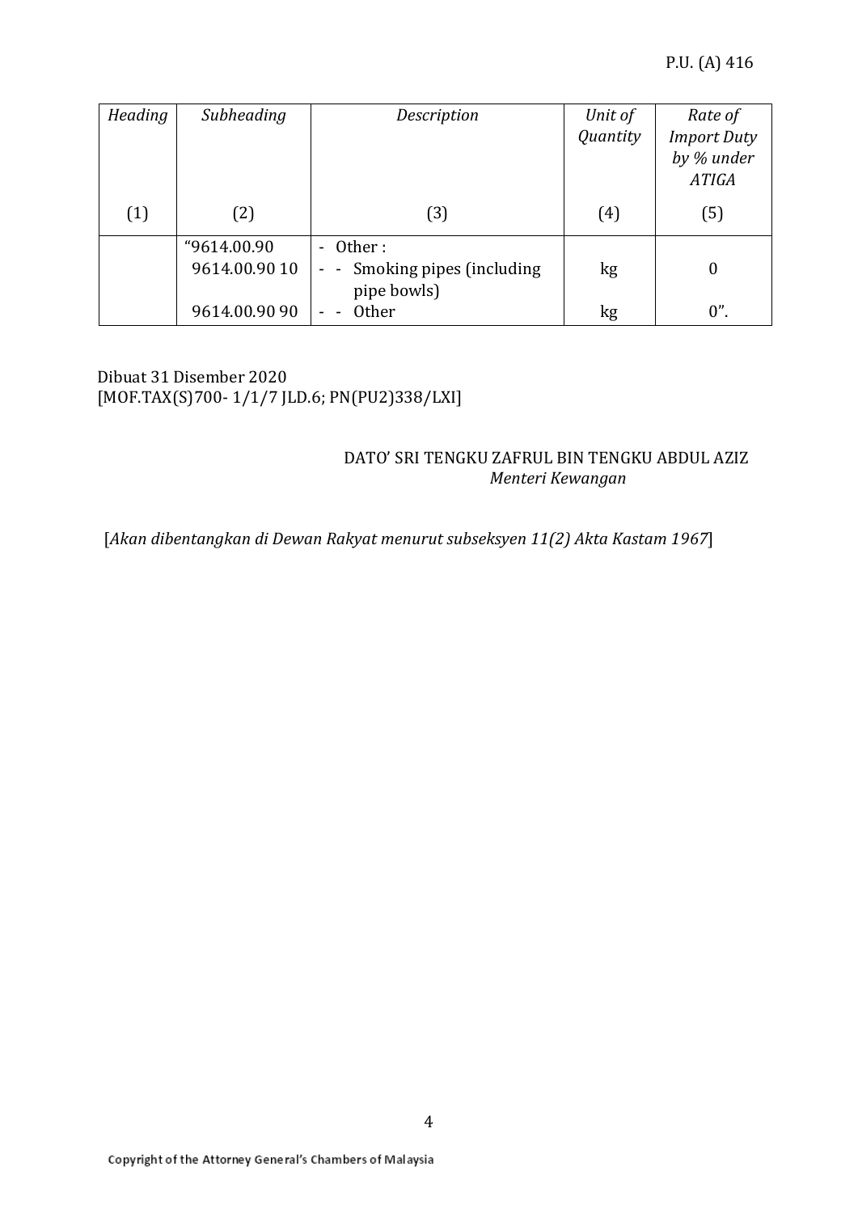| *Heading* | *Subheading* | *Description* | *Unit of Quantity* | *Rate of Import Duty by % under ATIGA* |
|---|---|---|---|---|
| (1) | (2) | (3) | (4) | (5) |
| | “9614.00.90 | - Other : | | |
| | 9614.00.90 10 | - - Smoking pipes (including pipe bowls) | kg | 0 |
| | 9614.00.90 90 | - - Other | kg | 0”. |

Dibuat 31 Disember 2020
[MOF.TAX(S)700- 1/1/7 JLD.6; PN(PU2)338/LXI]

DATO’ SRI TENGKU ZAFRUL BIN TENGKU ABDUL AZIZ
*Menteri Kewangan*

[*Akan dibentangkan di Dewan Rakyat menurut subseksyen 11(2) Akta Kastam 1967*]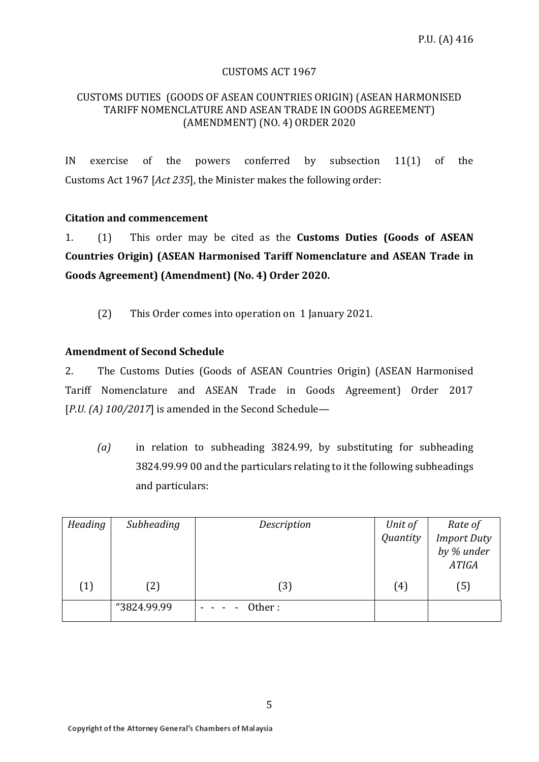P.U. (A) 416

CUSTOMS ACT 1967

CUSTOMS DUTIES (GOODS OF ASEAN COUNTRIES ORIGIN) (ASEAN HARMONISED TARIFF NOMENCLATURE AND ASEAN TRADE IN GOODS AGREEMENT) (AMENDMENT) (NO. 4) ORDER 2020

IN exercise of the powers conferred by subsection 11(1) of the Customs Act 1967 [*Act 235*], the Minister makes the following order:

**Citation and commencement**

1. (1) This order may be cited as the **Customs Duties (Goods of ASEAN Countries Origin) (ASEAN Harmonised Tariff Nomenclature and ASEAN Trade in Goods Agreement) (Amendment) (No. 4) Order 2020.**

(2) This Order comes into operation on 1 January 2021.

**Amendment of Second Schedule**

2. The Customs Duties (Goods of ASEAN Countries Origin) (ASEAN Harmonised Tariff Nomenclature and ASEAN Trade in Goods Agreement) Order 2017 [*P.U. (A) 100/2017*] is amended in the Second Schedule—

*(a)* in relation to subheading 3824.99, by substituting for subheading 3824.99.99 00 and the particulars relating to it the following subheadings and particulars:

| *Heading* | *Subheading* | *Description* | *Unit of Quantity* | *Rate of Import Duty by % under ATIGA* |
|---|---|---|---|---|
| (1) | (2) | (3) | (4) | (5) |
| | "3824.99.99 | - - - - Other : | | |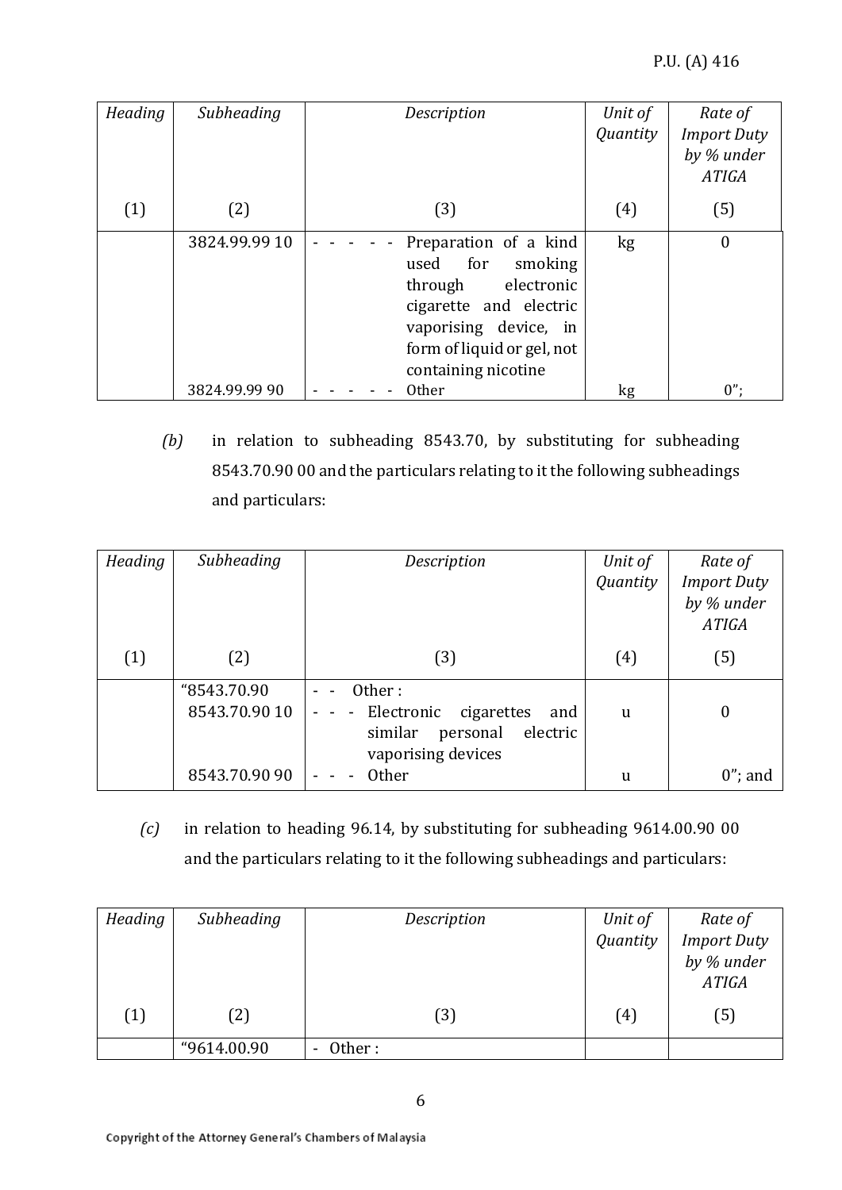| Heading | Subheading | Description | Unit of Quantity | Rate of Import Duty by % under ATIGA |
|---|---|---|---|---|
| (1) | (2) | (3) | (4) | (5) |
| | 3824.99.99 10 | - - - - - - Preparation of a kind used for smoking through electronic cigarette and electric vaporising device, in form of liquid or gel, not containing nicotine | kg | 0 |
| | 3824.99.99 90 | - - - - - - Other | kg | 0"; |

*(b)* in relation to subheading 8543.70, by substituting for subheading 8543.70.90 00 and the particulars relating to it the following subheadings and particulars:

| Heading | Subheading | Description | Unit of Quantity | Rate of Import Duty by % under ATIGA |
|---|---|---|---|---|
| (1) | (2) | (3) | (4) | (5) |
| | "8543.70.90 | - - Other : | | |
| | 8543.70.90 10 | - - - Electronic cigarettes and similar personal electric vaporising devices | u | 0 |
| | 8543.70.90 90 | - - - Other | u | 0"; and |

*(c)* in relation to heading 96.14, by substituting for subheading 9614.00.90 00 and the particulars relating to it the following subheadings and particulars:

| Heading | Subheading | Description | Unit of Quantity | Rate of Import Duty by % under ATIGA |
|---|---|---|---|---|
| (1) | (2) | (3) | (4) | (5) |
| | "9614.00.90 | - Other : | | |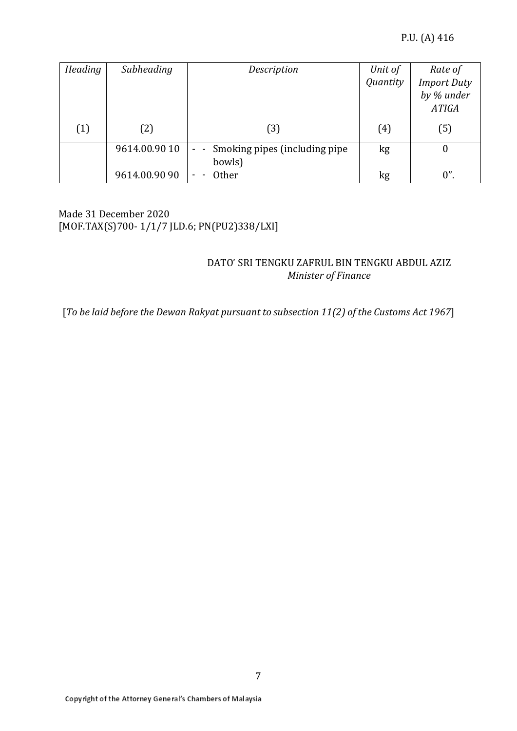| *Heading* | *Subheading* | *Description* | *Unit of Quantity* | *Rate of Import Duty by % under ATIGA* |
|---|---|---|---|---|
| (1) | (2) | (3) | (4) | (5) |
| | 9614.00.90 10 | - - Smoking pipes (including pipe bowls) | kg | 0 |
| | 9614.00.90 90 | - - Other | kg | 0". |

Made 31 December 2020
[MOF.TAX(S)700- 1/1/7 JLD.6; PN(PU2)338/LXI]

DATO' SRI TENGKU ZAFRUL BIN TENGKU ABDUL AZIZ
*Minister of Finance*

[*To be laid before the Dewan Rakyat pursuant to subsection 11(2) of the Customs Act 1967*]

Copyright of the Attorney General's Chambers of Malaysia